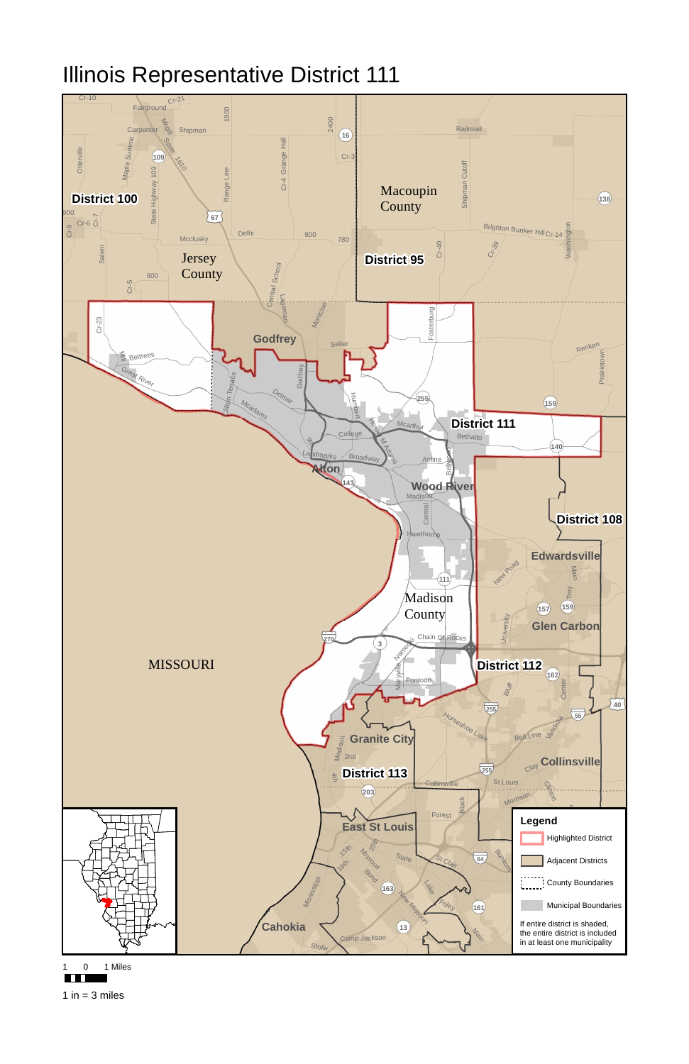# Illinois Representative District 111

District 100

Jersey County

Macoupin County

District 95

Godfrey

District 111

Alton

Wood River

District 108

Edwardsville

Madison County

Glen Carbon

MISSOURI

District 112

Granite City

District 113

Collinsville

East St Louis

Cahokia

**Legend**

- Highlighted District
- Adjacent Districts
- County Boundaries
- Municipal Boundaries

If entire district is shaded, the entire district is included in at least one municipality

1 0 1 Miles

1 in = 3 miles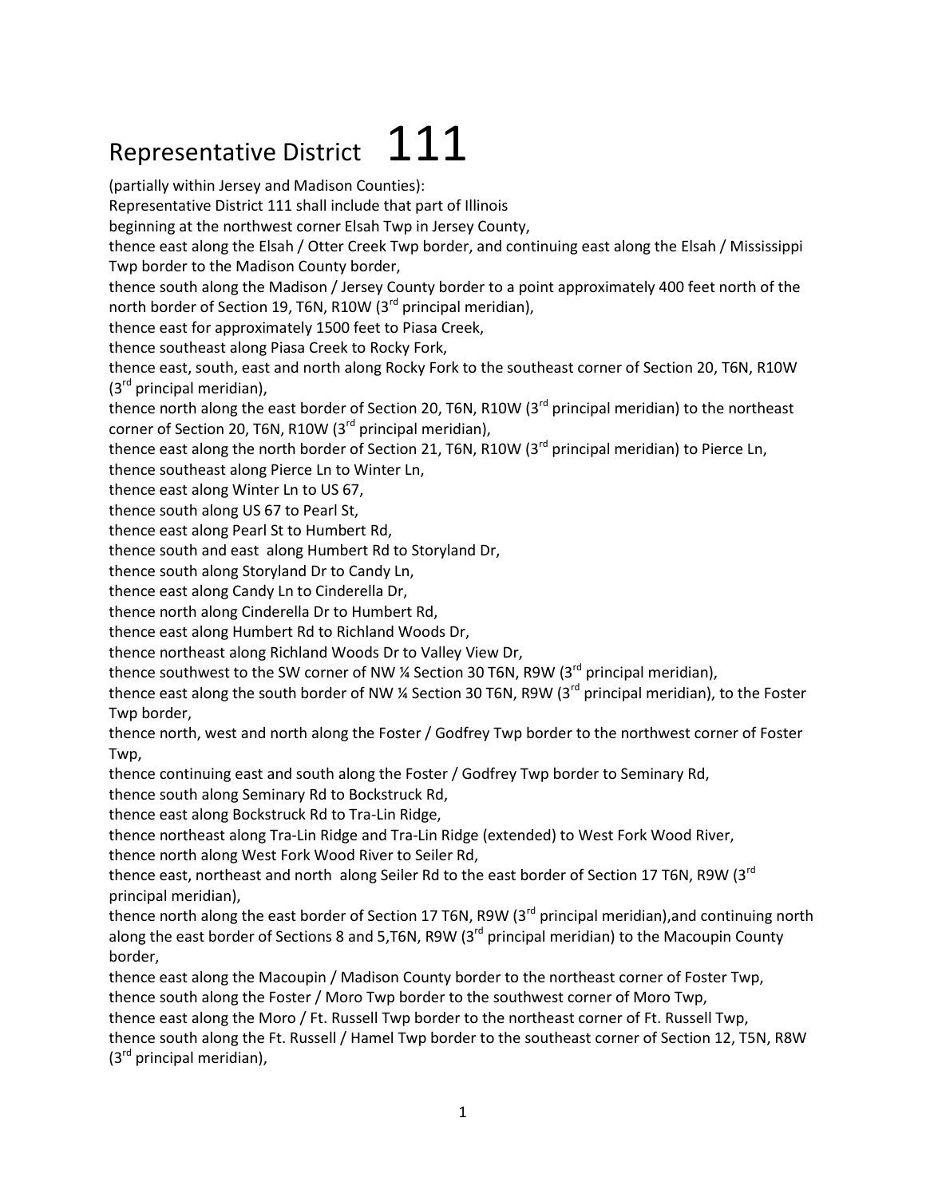# Representative District 111

(partially within Jersey and Madison Counties):

Representative District 111 shall include that part of Illinois

beginning at the northwest corner Elsah Twp in Jersey County,

thence east along the Elsah / Otter Creek Twp border, and continuing east along the Elsah / Mississippi Twp border to the Madison County border,

thence south along the Madison / Jersey County border to a point approximately 400 feet north of the north border of Section 19, T6N, R10W (3rd principal meridian),

thence east for approximately 1500 feet to Piasa Creek,

thence southeast along Piasa Creek to Rocky Fork,

thence east, south, east and north along Rocky Fork to the southeast corner of Section 20, T6N, R10W (3rd principal meridian),

thence north along the east border of Section 20, T6N, R10W (3rd principal meridian) to the northeast corner of Section 20, T6N, R10W (3rd principal meridian),

thence east along the north border of Section 21, T6N, R10W (3rd principal meridian) to Pierce Ln,

thence southeast along Pierce Ln to Winter Ln,

thence east along Winter Ln to US 67,

thence south along US 67 to Pearl St,

thence east along Pearl St to Humbert Rd,

thence south and east along Humbert Rd to Storyland Dr,

thence south along Storyland Dr to Candy Ln,

thence east along Candy Ln to Cinderella Dr,

thence north along Cinderella Dr to Humbert Rd,

thence east along Humbert Rd to Richland Woods Dr,

thence northeast along Richland Woods Dr to Valley View Dr,

thence southwest to the SW corner of NW ¼ Section 30 T6N, R9W (3rd principal meridian),

thence east along the south border of NW ¼ Section 30 T6N, R9W (3rd principal meridian), to the Foster Twp border,

thence north, west and north along the Foster / Godfrey Twp border to the northwest corner of Foster Twp,

thence continuing east and south along the Foster / Godfrey Twp border to Seminary Rd,

thence south along Seminary Rd to Bockstruck Rd,

thence east along Bockstruck Rd to Tra-Lin Ridge,

thence northeast along Tra-Lin Ridge and Tra-Lin Ridge (extended) to West Fork Wood River,

thence north along West Fork Wood River to Seiler Rd,

thence east, northeast and north along Seiler Rd to the east border of Section 17 T6N, R9W (3rd principal meridian),

thence north along the east border of Section 17 T6N, R9W (3rd principal meridian),and continuing north along the east border of Sections 8 and 5,T6N, R9W (3rd principal meridian) to the Macoupin County border,

thence east along the Macoupin / Madison County border to the northeast corner of Foster Twp,

thence south along the Foster / Moro Twp border to the southwest corner of Moro Twp,

thence east along the Moro / Ft. Russell Twp border to the northeast corner of Ft. Russell Twp,

thence south along the Ft. Russell / Hamel Twp border to the southeast corner of Section 12, T5N, R8W (3rd principal meridian),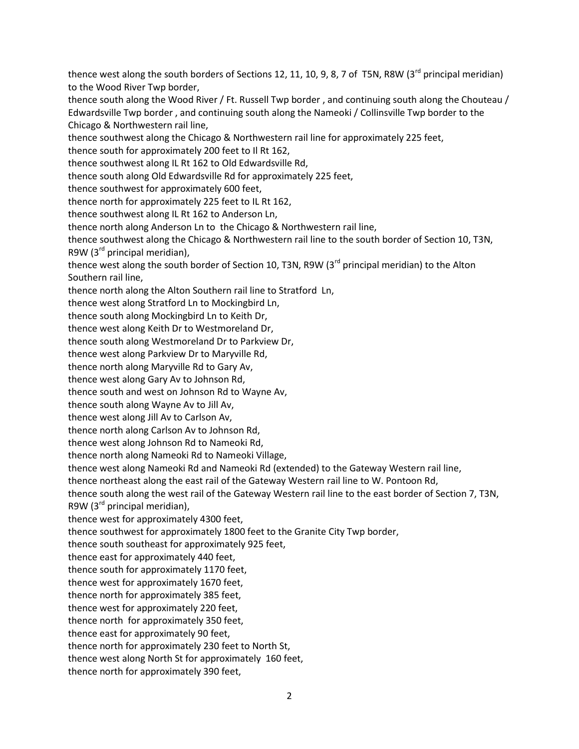thence west along the south borders of Sections 12, 11, 10, 9, 8, 7 of T5N, R8W (3rd principal meridian) to the Wood River Twp border,
thence south along the Wood River / Ft. Russell Twp border , and continuing south along the Chouteau / Edwardsville Twp border , and continuing south along the Nameoki / Collinsville Twp border to the Chicago & Northwestern rail line,
thence southwest along the Chicago & Northwestern rail line for approximately 225 feet,
thence south for approximately 200 feet to Il Rt 162,
thence southwest along IL Rt 162 to Old Edwardsville Rd,
thence south along Old Edwardsville Rd for approximately 225 feet,
thence southwest for approximately 600 feet,
thence north for approximately 225 feet to IL Rt 162,
thence southwest along IL Rt 162 to Anderson Ln,
thence north along Anderson Ln to the Chicago & Northwestern rail line,
thence southwest along the Chicago & Northwestern rail line to the south border of Section 10, T3N, R9W (3rd principal meridian),
thence west along the south border of Section 10, T3N, R9W (3rd principal meridian) to the Alton Southern rail line,
thence north along the Alton Southern rail line to Stratford Ln,
thence west along Stratford Ln to Mockingbird Ln,
thence south along Mockingbird Ln to Keith Dr,
thence west along Keith Dr to Westmoreland Dr,
thence south along Westmoreland Dr to Parkview Dr,
thence west along Parkview Dr to Maryville Rd,
thence north along Maryville Rd to Gary Av,
thence west along Gary Av to Johnson Rd,
thence south and west on Johnson Rd to Wayne Av,
thence south along Wayne Av to Jill Av,
thence west along Jill Av to Carlson Av,
thence north along Carlson Av to Johnson Rd,
thence west along Johnson Rd to Nameoki Rd,
thence north along Nameoki Rd to Nameoki Village,
thence west along Nameoki Rd and Nameoki Rd (extended) to the Gateway Western rail line,
thence northeast along the east rail of the Gateway Western rail line to W. Pontoon Rd,
thence south along the west rail of the Gateway Western rail line to the east border of Section 7, T3N, R9W (3rd principal meridian),
thence west for approximately 4300 feet,
thence southwest for approximately 1800 feet to the Granite City Twp border,
thence south southeast for approximately 925 feet,
thence east for approximately 440 feet,
thence south for approximately 1170 feet,
thence west for approximately 1670 feet,
thence north for approximately 385 feet,
thence west for approximately 220 feet,
thence north for approximately 350 feet,
thence east for approximately 90 feet,
thence north for approximately 230 feet to North St,
thence west along North St for approximately 160 feet,
thence north for approximately 390 feet,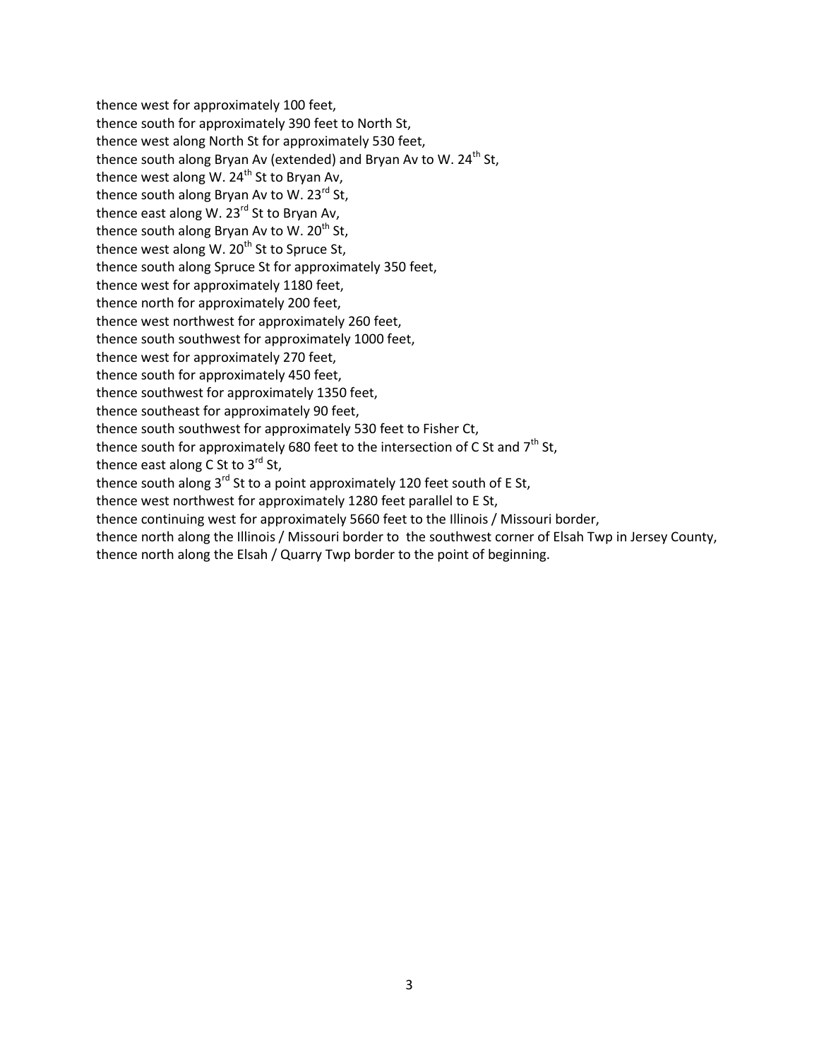thence west for approximately 100 feet,  
thence south for approximately 390 feet to North St,  
thence west along North St for approximately 530 feet,  
thence south along Bryan Av (extended) and Bryan Av to W. 24th St,  
thence west along W. 24th St to Bryan Av,  
thence south along Bryan Av to W. 23rd St,  
thence east along W. 23rd St to Bryan Av,  
thence south along Bryan Av to W. 20th St,  
thence west along W. 20th St to Spruce St,  
thence south along Spruce St for approximately 350 feet,  
thence west for approximately 1180 feet,  
thence north for approximately 200 feet,  
thence west northwest for approximately 260 feet,  
thence south southwest for approximately 1000 feet,  
thence west for approximately 270 feet,  
thence south for approximately 450 feet,  
thence southwest for approximately 1350 feet,  
thence southeast for approximately 90 feet,  
thence south southwest for approximately 530 feet to Fisher Ct,  
thence south for approximately 680 feet to the intersection of C St and 7th St,  
thence east along C St to 3rd St,  
thence south along 3rd St to a point approximately 120 feet south of E St,  
thence west northwest for approximately 1280 feet parallel to E St,  
thence continuing west for approximately 5660 feet to the Illinois / Missouri border,  
thence north along the Illinois / Missouri border to the southwest corner of Elsah Twp in Jersey County,  
thence north along the Elsah / Quarry Twp border to the point of beginning.